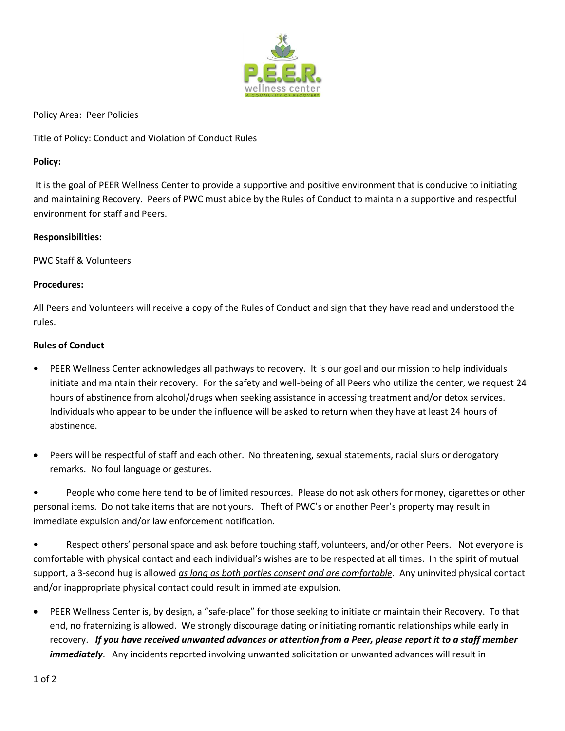Policy Area: Peer Policies

Title of Policy: Conduct and Violation of Conduct Rules

**Policy:**

It is the goal of PEER Wellness Center to provide a supportive and positive environment that is conducive to initiating and maintaining Recovery. Peers of PWC must abide by the Rules of Conduct to maintain a supportive and respectful environment for staff and Peers.

**Responsibilities:**

PWC Staff & Volunteers

**Procedures:**

All Peers and Volunteers will receive a copy of the Rules of Conduct and sign that they have read and understood the rules.

**Rules of Conduct**

- PEER Wellness Center acknowledges all pathways to recovery. It is our goal and our mission to help individuals initiate and maintain their recovery. For the safety and well-being of all Peers who utilize the center, we request 24 hours of abstinence from alcohol/drugs when seeking assistance in accessing treatment and/or detox services. Individuals who appear to be under the influence will be asked to return when they have at least 24 hours of abstinence.

- Peers will be respectful of staff and each other. No threatening, sexual statements, racial slurs or derogatory remarks. No foul language or gestures.

- People who come here tend to be of limited resources. Please do not ask others for money, cigarettes or other personal items. Do not take items that are not yours. Theft of PWC's or another Peer's property may result in immediate expulsion and/or law enforcement notification.

- Respect others' personal space and ask before touching staff, volunteers, and/or other Peers. Not everyone is comfortable with physical contact and each individual's wishes are to be respected at all times. In the spirit of mutual support, a 3-second hug is allowed ***as long as both parties consent and are comfortable***. Any uninvited physical contact and/or inappropriate physical contact could result in immediate expulsion.

- PEER Wellness Center is, by design, a "safe-place" for those seeking to initiate or maintain their Recovery. To that end, no fraternizing is allowed. We strongly discourage dating or initiating romantic relationships while early in recovery. ***If you have received unwanted advances or attention from a Peer, please report it to a staff member immediately***. Any incidents reported involving unwanted solicitation or unwanted advances will result in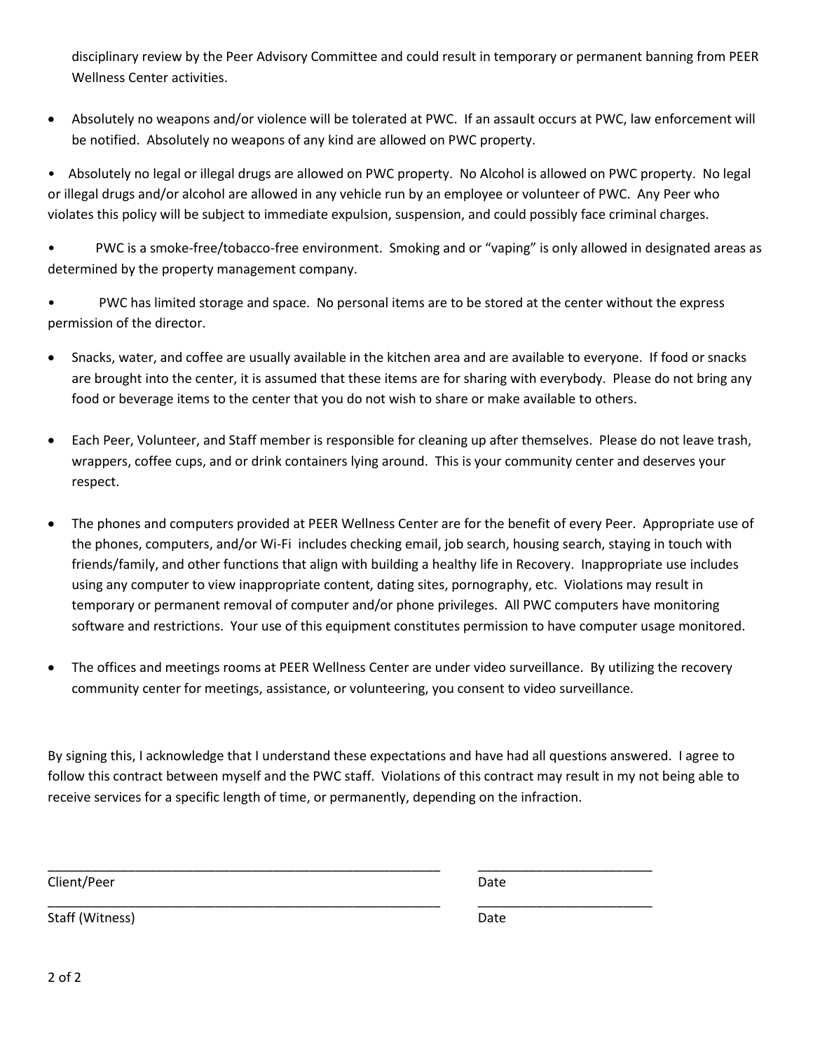disciplinary review by the Peer Advisory Committee and could result in temporary or permanent banning from PEER Wellness Center activities.

- Absolutely no weapons and/or violence will be tolerated at PWC. If an assault occurs at PWC, law enforcement will be notified. Absolutely no weapons of any kind are allowed on PWC property.

- Absolutely no legal or illegal drugs are allowed on PWC property. No Alcohol is allowed on PWC property. No legal or illegal drugs and/or alcohol are allowed in any vehicle run by an employee or volunteer of PWC. Any Peer who violates this policy will be subject to immediate expulsion, suspension, and could possibly face criminal charges.

- PWC is a smoke-free/tobacco-free environment. Smoking and or "vaping" is only allowed in designated areas as determined by the property management company.

- PWC has limited storage and space. No personal items are to be stored at the center without the express permission of the director.

- Snacks, water, and coffee are usually available in the kitchen area and are available to everyone. If food or snacks are brought into the center, it is assumed that these items are for sharing with everybody. Please do not bring any food or beverage items to the center that you do not wish to share or make available to others.

- Each Peer, Volunteer, and Staff member is responsible for cleaning up after themselves. Please do not leave trash, wrappers, coffee cups, and or drink containers lying around. This is your community center and deserves your respect.

- The phones and computers provided at PEER Wellness Center are for the benefit of every Peer. Appropriate use of the phones, computers, and/or Wi-Fi includes checking email, job search, housing search, staying in touch with friends/family, and other functions that align with building a healthy life in Recovery. Inappropriate use includes using any computer to view inappropriate content, dating sites, pornography, etc. Violations may result in temporary or permanent removal of computer and/or phone privileges. All PWC computers have monitoring software and restrictions. Your use of this equipment constitutes permission to have computer usage monitored.

- The offices and meetings rooms at PEER Wellness Center are under video surveillance. By utilizing the recovery community center for meetings, assistance, or volunteering, you consent to video surveillance.

By signing this, I acknowledge that I understand these expectations and have had all questions answered. I agree to follow this contract between myself and the PWC staff. Violations of this contract may result in my not being able to receive services for a specific length of time, or permanently, depending on the infraction.

_______________________________________________________ ________________________

Client/Peer Date

_______________________________________________________ ________________________

Staff (Witness) Date